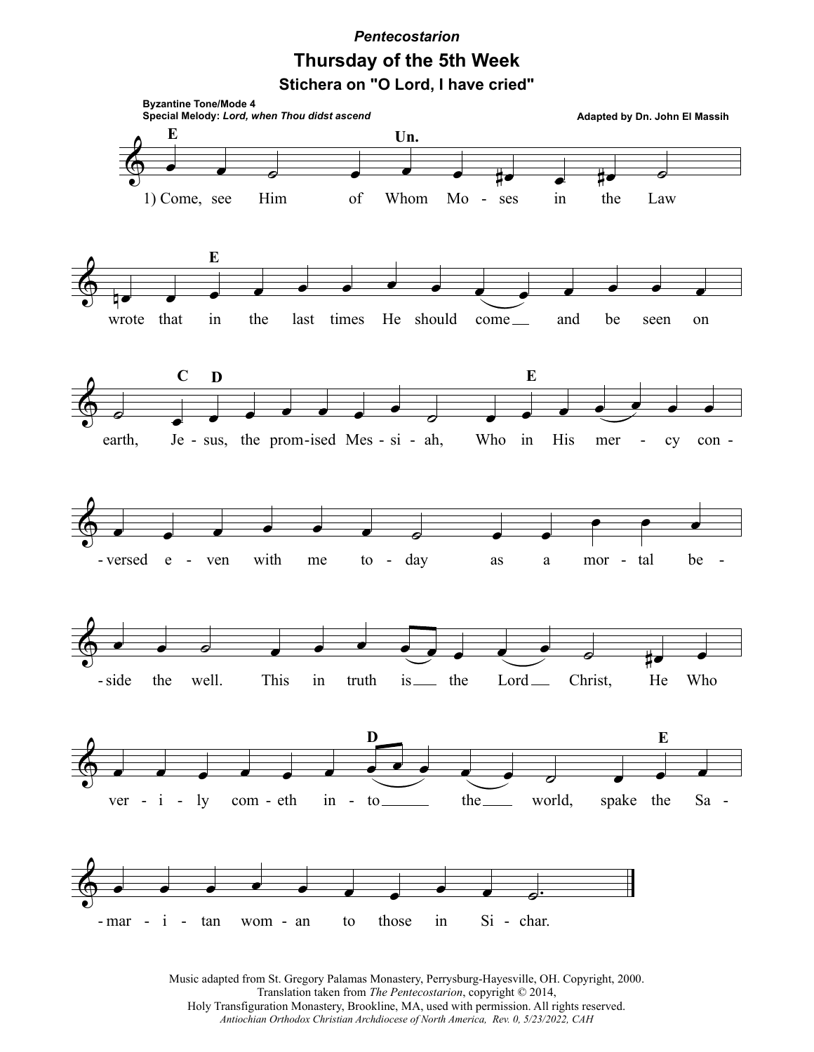*Pentecostarion*

# Thursday of the 5th Week

## Stichera on "O Lord, I have cried"

**Byzantine Tone/Mode 4**
**Special Melody:** ***Lord, when Thou didst ascend***

**Adapted by Dn. John El Massih**

1) Come, see Him of Whom Moses in the Law wrote that in the last times He should come and be seen on earth, Jesus, the promised Messiah, Who in His mercy conversed even with me today as a mortal beside the well. This in truth is the Lord Christ, He Who verily cometh into the world, spake the Samaritan woman to those in Sichar.

Music adapted from St. Gregory Palamas Monastery, Perrysburg-Hayesville, OH. Copyright, 2000.
Translation taken from *The Pentecostarion*, copyright © 2014,
Holy Transfiguration Monastery, Brookline, MA, used with permission. All rights reserved.
*Antiochian Orthodox Christian Archdiocese of North America, Rev. 0, 5/23/2022, CAH*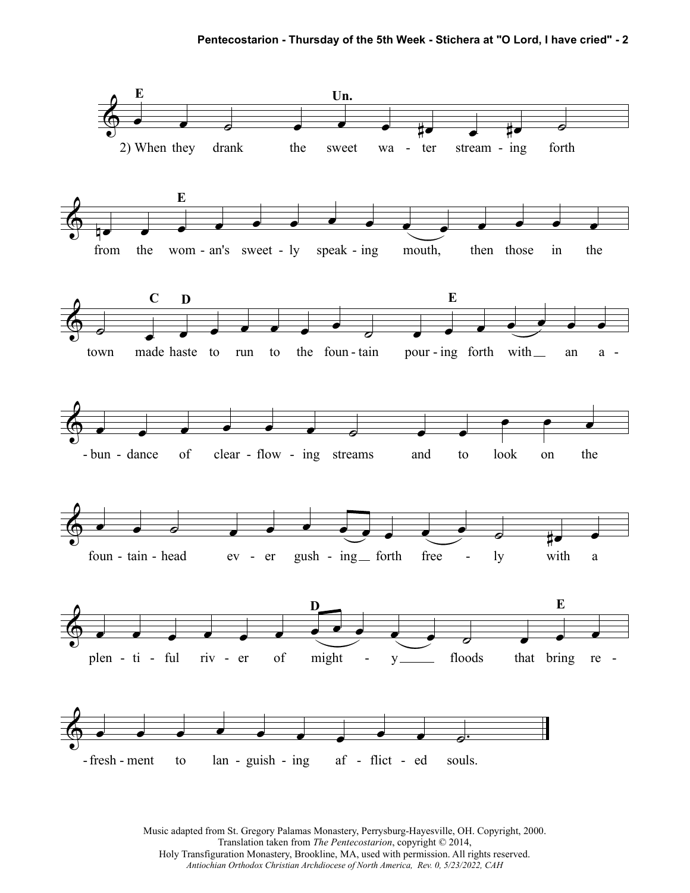2) When they drank the sweet water streaming forth from the woman's sweetly speaking mouth, then those in the town made haste to run to the fountain pouring forth with an abundance of clear-flowing streams and to look on the fountainhead ever gushing forth freely with a plentiful river of mighty floods that bring refreshment to languishing afflicted souls.

Music adapted from St. Gregory Palamas Monastery, Perrysburg-Hayesville, OH. Copyright, 2000.
Translation taken from *The Pentecostarion*, copyright © 2014,
Holy Transfiguration Monastery, Brookline, MA, used with permission. All rights reserved.
*Antiochian Orthodox Christian Archdiocese of North America, Rev. 0, 5/23/2022, CAH*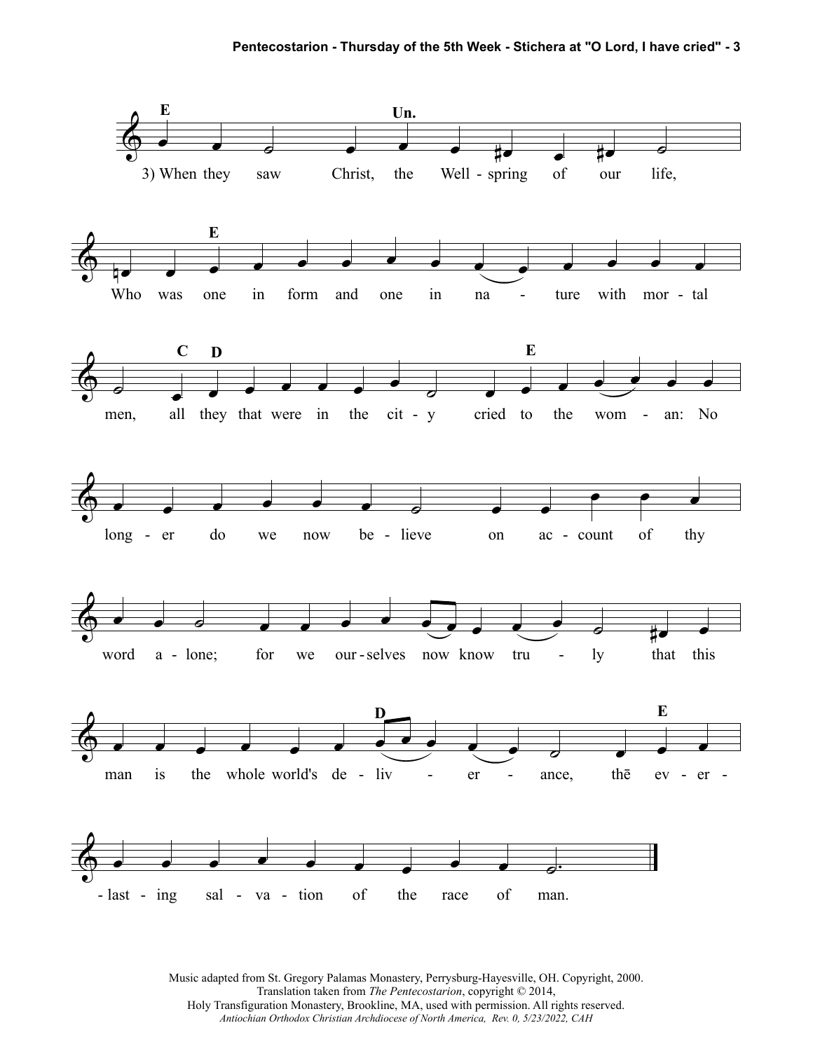E Un.

3) When they saw Christ, the Well-spring of our life,

E

Who was one in form and one in na - ture with mor-tal

C D E

men, all they that were in the cit - y cried to the wom - an: No

long - er do we now be - lieve on ac - count of thy

word a - lone; for we our-selves now know tru - ly that this

D E

man is the whole world's de - liv - er - ance, thē ev - er -

- last - ing sal - va - tion of the race of man.

Music adapted from St. Gregory Palamas Monastery, Perrysburg-Hayesville, OH. Copyright, 2000.
Translation taken from *The Pentecostarion*, copyright © 2014,
Holy Transfiguration Monastery, Brookline, MA, used with permission. All rights reserved.
*Antiochian Orthodox Christian Archdiocese of North America, Rev. 0, 5/23/2022, CAH*